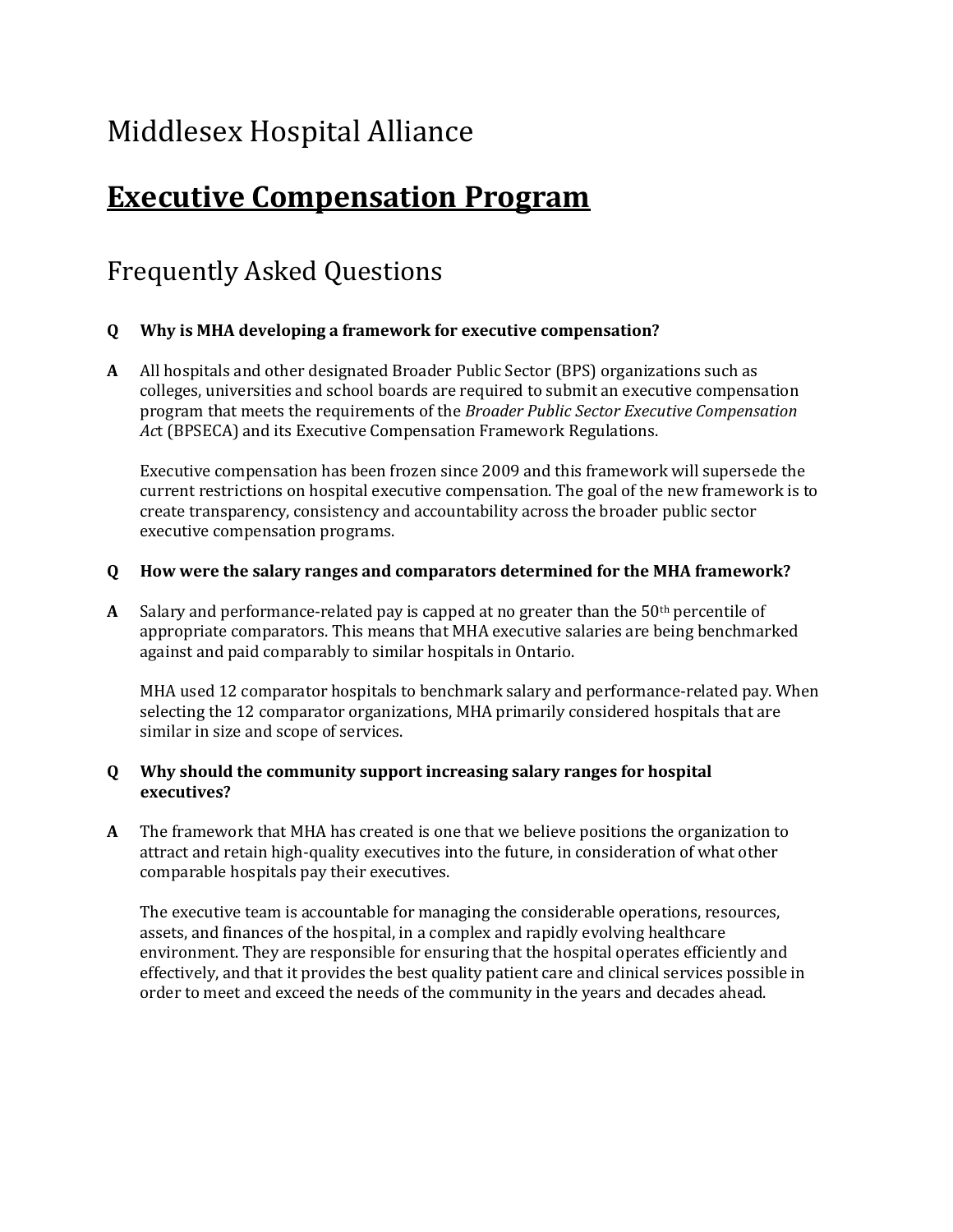# Middlesex Hospital Alliance

## **Executive Compensation Program**

## Frequently Asked Questions

**Q Why is MHA developing a framework for executive compensation?**

**A** All hospitals and other designated Broader Public Sector (BPS) organizations such as colleges, universities and school boards are required to submit an executive compensation program that meets the requirements of the *Broader Public Sector Executive Compensation Act* (BPSECA) and its Executive Compensation Framework Regulations.

Executive compensation has been frozen since 2009 and this framework will supersede the current restrictions on hospital executive compensation. The goal of the new framework is to create transparency, consistency and accountability across the broader public sector executive compensation programs.

**Q How were the salary ranges and comparators determined for the MHA framework?**

**A** Salary and performance-related pay is capped at no greater than the 50th percentile of appropriate comparators. This means that MHA executive salaries are being benchmarked against and paid comparably to similar hospitals in Ontario.

MHA used 12 comparator hospitals to benchmark salary and performance-related pay. When selecting the 12 comparator organizations, MHA primarily considered hospitals that are similar in size and scope of services.

**Q Why should the community support increasing salary ranges for hospital executives?**

**A** The framework that MHA has created is one that we believe positions the organization to attract and retain high-quality executives into the future, in consideration of what other comparable hospitals pay their executives.

The executive team is accountable for managing the considerable operations, resources, assets, and finances of the hospital, in a complex and rapidly evolving healthcare environment. They are responsible for ensuring that the hospital operates efficiently and effectively, and that it provides the best quality patient care and clinical services possible in order to meet and exceed the needs of the community in the years and decades ahead.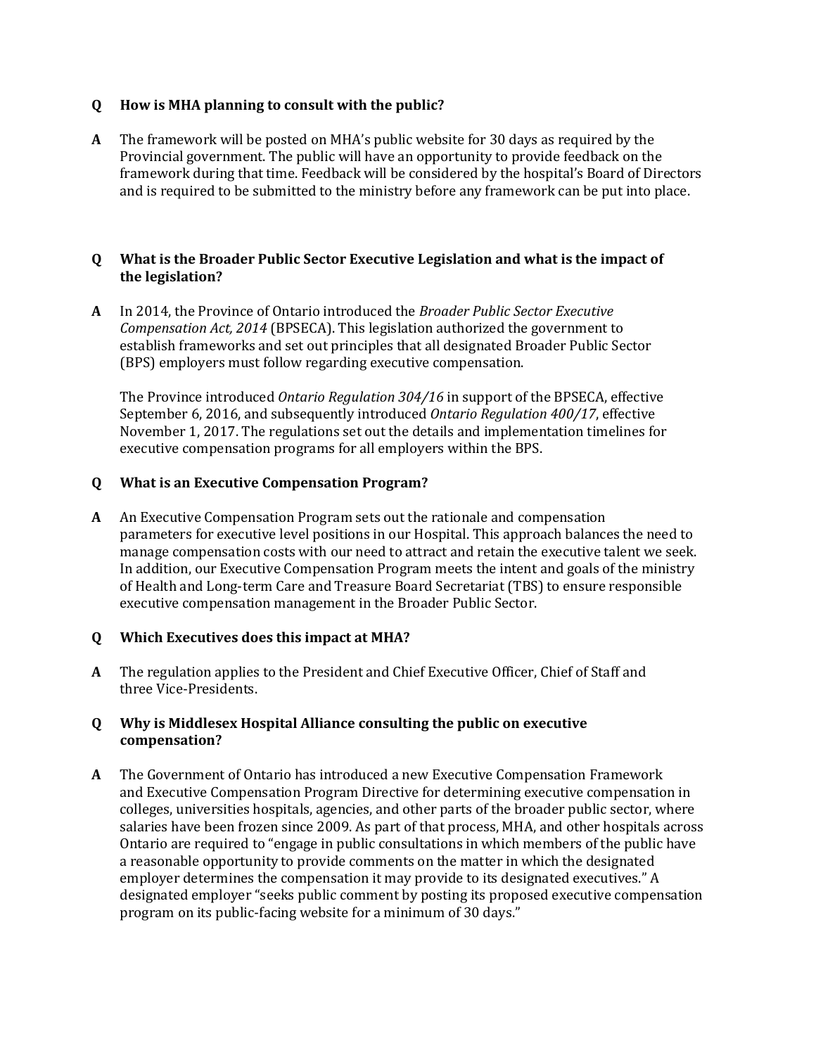**Q How is MHA planning to consult with the public?**

**A** The framework will be posted on MHA's public website for 30 days as required by the Provincial government. The public will have an opportunity to provide feedback on the framework during that time. Feedback will be considered by the hospital's Board of Directors and is required to be submitted to the ministry before any framework can be put into place.

**Q What is the Broader Public Sector Executive Legislation and what is the impact of the legislation?**

**A** In 2014, the Province of Ontario introduced the *Broader Public Sector Executive Compensation Act, 2014* (BPSECA). This legislation authorized the government to establish frameworks and set out principles that all designated Broader Public Sector (BPS) employers must follow regarding executive compensation.

The Province introduced *Ontario Regulation 304/16* in support of the BPSECA, effective September 6, 2016, and subsequently introduced *Ontario Regulation 400/17*, effective November 1, 2017. The regulations set out the details and implementation timelines for executive compensation programs for all employers within the BPS.

**Q What is an Executive Compensation Program?**

**A** An Executive Compensation Program sets out the rationale and compensation parameters for executive level positions in our Hospital. This approach balances the need to manage compensation costs with our need to attract and retain the executive talent we seek. In addition, our Executive Compensation Program meets the intent and goals of the ministry of Health and Long-term Care and Treasure Board Secretariat (TBS) to ensure responsible executive compensation management in the Broader Public Sector.

**Q Which Executives does this impact at MHA?**

**A** The regulation applies to the President and Chief Executive Officer, Chief of Staff and three Vice-Presidents.

**Q Why is Middlesex Hospital Alliance consulting the public on executive compensation?**

**A** The Government of Ontario has introduced a new Executive Compensation Framework and Executive Compensation Program Directive for determining executive compensation in colleges, universities hospitals, agencies, and other parts of the broader public sector, where salaries have been frozen since 2009. As part of that process, MHA, and other hospitals across Ontario are required to "engage in public consultations in which members of the public have a reasonable opportunity to provide comments on the matter in which the designated employer determines the compensation it may provide to its designated executives." A designated employer "seeks public comment by posting its proposed executive compensation program on its public-facing website for a minimum of 30 days."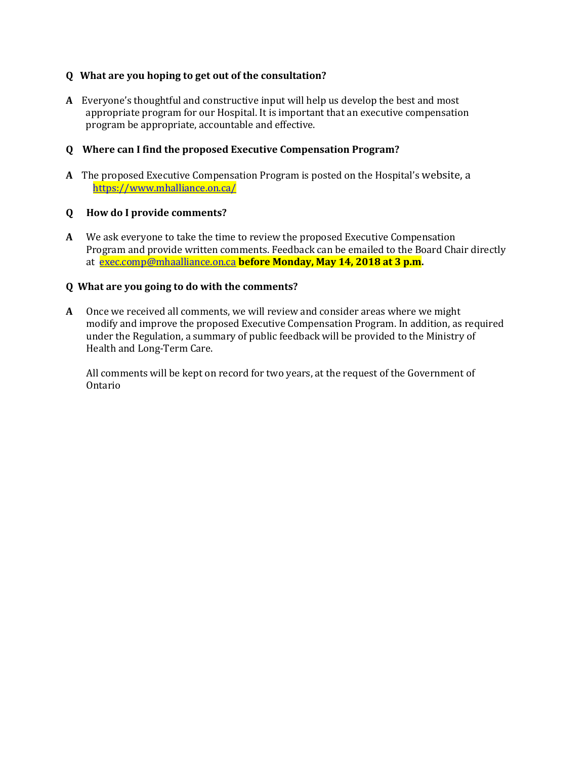**Q What are you hoping to get out of the consultation?**

**A** Everyone's thoughtful and constructive input will help us develop the best and most appropriate program for our Hospital. It is important that an executive compensation program be appropriate, accountable and effective.

**Q Where can I find the proposed Executive Compensation Program?**

**A** The proposed Executive Compensation Program is posted on the Hospital's website, a https://www.mhalliance.on.ca/

**Q How do I provide comments?**

**A** We ask everyone to take the time to review the proposed Executive Compensation Program and provide written comments. Feedback can be emailed to the Board Chair directly at exec.comp@mhaalliance.on.ca **before Monday, May 14, 2018 at 3 p.m.**

**Q What are you going to do with the comments?**

**A** Once we received all comments, we will review and consider areas where we might modify and improve the proposed Executive Compensation Program. In addition, as required under the Regulation, a summary of public feedback will be provided to the Ministry of Health and Long-Term Care.

All comments will be kept on record for two years, at the request of the Government of Ontario